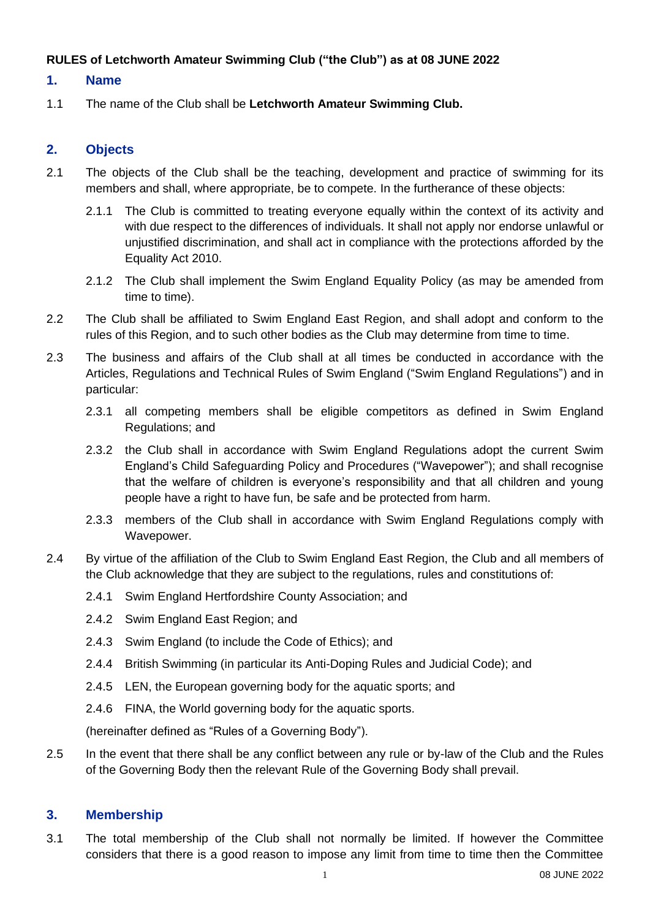**RULES of Letchworth Amateur Swimming Club ("the Club") as at 08 JUNE 2022**

## 1. Name

1.1 The name of the Club shall be **Letchworth Amateur Swimming Club.**

## 2. Objects

2.1 The objects of the Club shall be the teaching, development and practice of swimming for its members and shall, where appropriate, be to compete. In the furtherance of these objects:

2.1.1 The Club is committed to treating everyone equally within the context of its activity and with due respect to the differences of individuals. It shall not apply nor endorse unlawful or unjustified discrimination, and shall act in compliance with the protections afforded by the Equality Act 2010.

2.1.2 The Club shall implement the Swim England Equality Policy (as may be amended from time to time).

2.2 The Club shall be affiliated to Swim England East Region, and shall adopt and conform to the rules of this Region, and to such other bodies as the Club may determine from time to time.

2.3 The business and affairs of the Club shall at all times be conducted in accordance with the Articles, Regulations and Technical Rules of Swim England ("Swim England Regulations") and in particular:

2.3.1 all competing members shall be eligible competitors as defined in Swim England Regulations; and

2.3.2 the Club shall in accordance with Swim England Regulations adopt the current Swim England's Child Safeguarding Policy and Procedures ("Wavepower"); and shall recognise that the welfare of children is everyone's responsibility and that all children and young people have a right to have fun, be safe and be protected from harm.

2.3.3 members of the Club shall in accordance with Swim England Regulations comply with Wavepower.

2.4 By virtue of the affiliation of the Club to Swim England East Region, the Club and all members of the Club acknowledge that they are subject to the regulations, rules and constitutions of:

2.4.1 Swim England Hertfordshire County Association; and

2.4.2 Swim England East Region; and

2.4.3 Swim England (to include the Code of Ethics); and

2.4.4 British Swimming (in particular its Anti-Doping Rules and Judicial Code); and

2.4.5 LEN, the European governing body for the aquatic sports; and

2.4.6 FINA, the World governing body for the aquatic sports.

(hereinafter defined as "Rules of a Governing Body").

2.5 In the event that there shall be any conflict between any rule or by-law of the Club and the Rules of the Governing Body then the relevant Rule of the Governing Body shall prevail.

## 3. Membership

3.1 The total membership of the Club shall not normally be limited. If however the Committee considers that there is a good reason to impose any limit from time to time then the Committee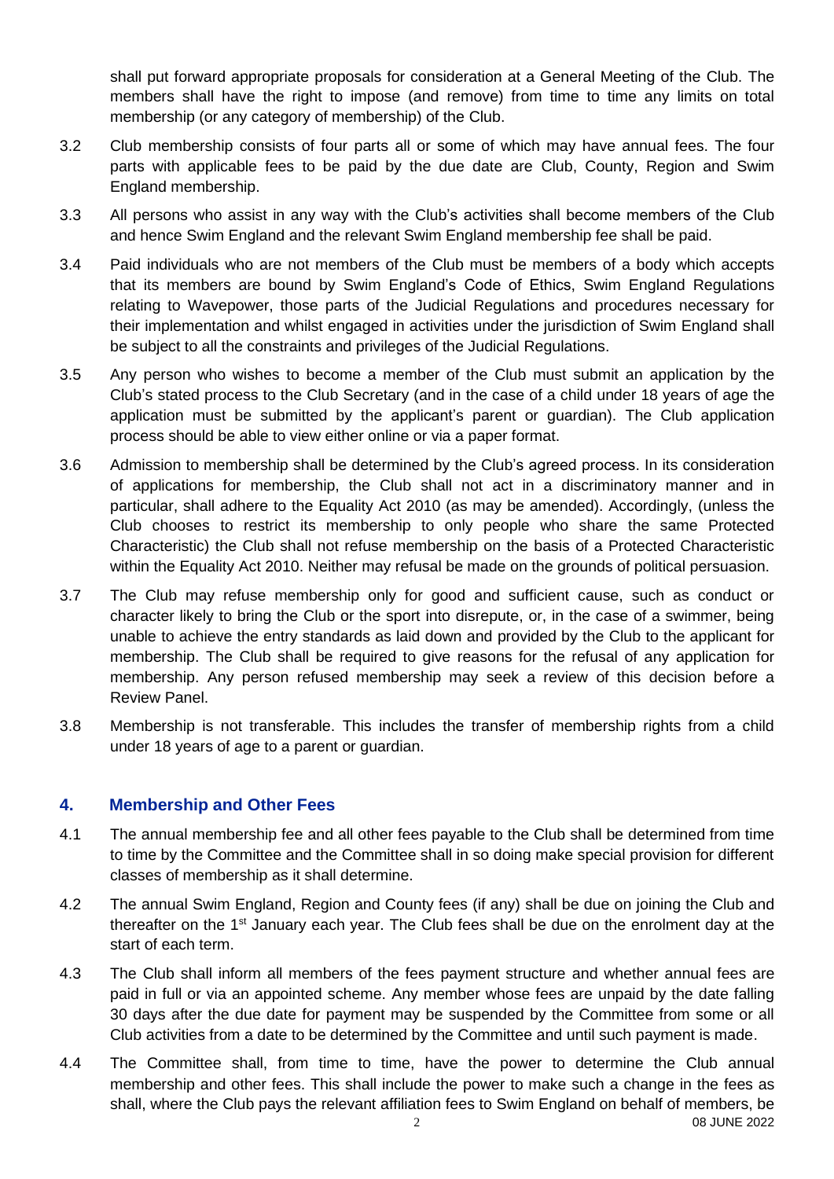shall put forward appropriate proposals for consideration at a General Meeting of the Club. The members shall have the right to impose (and remove) from time to time any limits on total membership (or any category of membership) of the Club.

3.2 Club membership consists of four parts all or some of which may have annual fees. The four parts with applicable fees to be paid by the due date are Club, County, Region and Swim England membership.

3.3 All persons who assist in any way with the Club's activities shall become members of the Club and hence Swim England and the relevant Swim England membership fee shall be paid.

3.4 Paid individuals who are not members of the Club must be members of a body which accepts that its members are bound by Swim England's Code of Ethics, Swim England Regulations relating to Wavepower, those parts of the Judicial Regulations and procedures necessary for their implementation and whilst engaged in activities under the jurisdiction of Swim England shall be subject to all the constraints and privileges of the Judicial Regulations.

3.5 Any person who wishes to become a member of the Club must submit an application by the Club's stated process to the Club Secretary (and in the case of a child under 18 years of age the application must be submitted by the applicant's parent or guardian). The Club application process should be able to view either online or via a paper format.

3.6 Admission to membership shall be determined by the Club's agreed process. In its consideration of applications for membership, the Club shall not act in a discriminatory manner and in particular, shall adhere to the Equality Act 2010 (as may be amended). Accordingly, (unless the Club chooses to restrict its membership to only people who share the same Protected Characteristic) the Club shall not refuse membership on the basis of a Protected Characteristic within the Equality Act 2010. Neither may refusal be made on the grounds of political persuasion.

3.7 The Club may refuse membership only for good and sufficient cause, such as conduct or character likely to bring the Club or the sport into disrepute, or, in the case of a swimmer, being unable to achieve the entry standards as laid down and provided by the Club to the applicant for membership. The Club shall be required to give reasons for the refusal of any application for membership. Any person refused membership may seek a review of this decision before a Review Panel.

3.8 Membership is not transferable. This includes the transfer of membership rights from a child under 18 years of age to a parent or guardian.

## 4. Membership and Other Fees

4.1 The annual membership fee and all other fees payable to the Club shall be determined from time to time by the Committee and the Committee shall in so doing make special provision for different classes of membership as it shall determine.

4.2 The annual Swim England, Region and County fees (if any) shall be due on joining the Club and thereafter on the 1st January each year. The Club fees shall be due on the enrolment day at the start of each term.

4.3 The Club shall inform all members of the fees payment structure and whether annual fees are paid in full or via an appointed scheme. Any member whose fees are unpaid by the date falling 30 days after the due date for payment may be suspended by the Committee from some or all Club activities from a date to be determined by the Committee and until such payment is made.

4.4 The Committee shall, from time to time, have the power to determine the Club annual membership and other fees. This shall include the power to make such a change in the fees as shall, where the Club pays the relevant affiliation fees to Swim England on behalf of members, be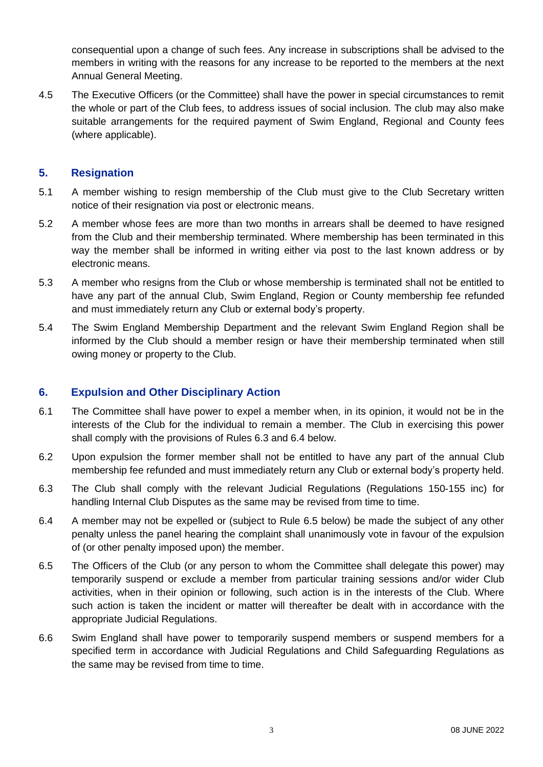consequential upon a change of such fees. Any increase in subscriptions shall be advised to the members in writing with the reasons for any increase to be reported to the members at the next Annual General Meeting.

4.5 The Executive Officers (or the Committee) shall have the power in special circumstances to remit the whole or part of the Club fees, to address issues of social inclusion. The club may also make suitable arrangements for the required payment of Swim England, Regional and County fees (where applicable).

## 5. Resignation

5.1 A member wishing to resign membership of the Club must give to the Club Secretary written notice of their resignation via post or electronic means.

5.2 A member whose fees are more than two months in arrears shall be deemed to have resigned from the Club and their membership terminated. Where membership has been terminated in this way the member shall be informed in writing either via post to the last known address or by electronic means.

5.3 A member who resigns from the Club or whose membership is terminated shall not be entitled to have any part of the annual Club, Swim England, Region or County membership fee refunded and must immediately return any Club or external body's property.

5.4 The Swim England Membership Department and the relevant Swim England Region shall be informed by the Club should a member resign or have their membership terminated when still owing money or property to the Club.

## 6. Expulsion and Other Disciplinary Action

6.1 The Committee shall have power to expel a member when, in its opinion, it would not be in the interests of the Club for the individual to remain a member. The Club in exercising this power shall comply with the provisions of Rules 6.3 and 6.4 below.

6.2 Upon expulsion the former member shall not be entitled to have any part of the annual Club membership fee refunded and must immediately return any Club or external body's property held.

6.3 The Club shall comply with the relevant Judicial Regulations (Regulations 150-155 inc) for handling Internal Club Disputes as the same may be revised from time to time.

6.4 A member may not be expelled or (subject to Rule 6.5 below) be made the subject of any other penalty unless the panel hearing the complaint shall unanimously vote in favour of the expulsion of (or other penalty imposed upon) the member.

6.5 The Officers of the Club (or any person to whom the Committee shall delegate this power) may temporarily suspend or exclude a member from particular training sessions and/or wider Club activities, when in their opinion or following, such action is in the interests of the Club. Where such action is taken the incident or matter will thereafter be dealt with in accordance with the appropriate Judicial Regulations.

6.6 Swim England shall have power to temporarily suspend members or suspend members for a specified term in accordance with Judicial Regulations and Child Safeguarding Regulations as the same may be revised from time to time.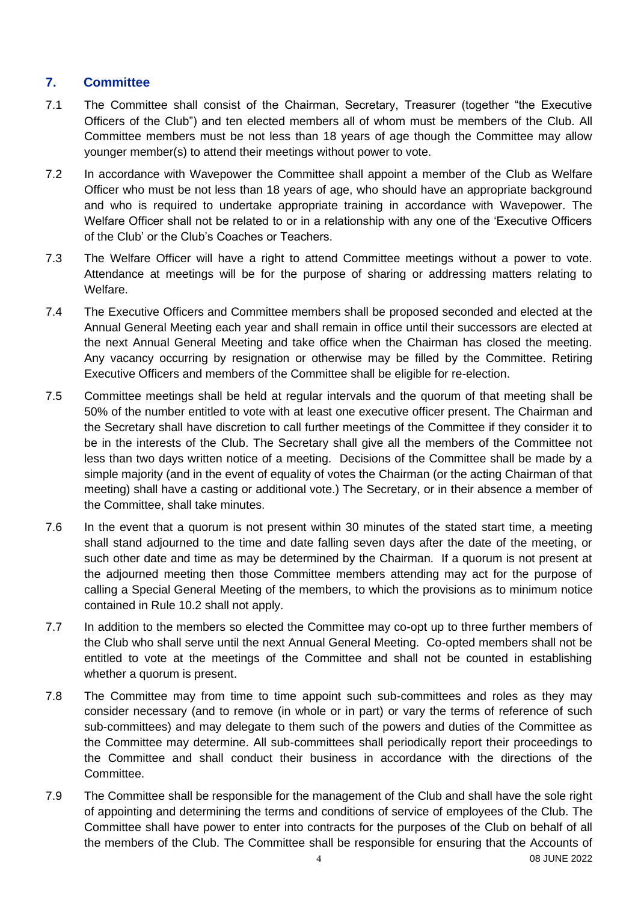## 7. Committee

7.1 The Committee shall consist of the Chairman, Secretary, Treasurer (together "the Executive Officers of the Club") and ten elected members all of whom must be members of the Club. All Committee members must be not less than 18 years of age though the Committee may allow younger member(s) to attend their meetings without power to vote.

7.2 In accordance with Wavepower the Committee shall appoint a member of the Club as Welfare Officer who must be not less than 18 years of age, who should have an appropriate background and who is required to undertake appropriate training in accordance with Wavepower. The Welfare Officer shall not be related to or in a relationship with any one of the 'Executive Officers of the Club' or the Club's Coaches or Teachers.

7.3 The Welfare Officer will have a right to attend Committee meetings without a power to vote. Attendance at meetings will be for the purpose of sharing or addressing matters relating to Welfare.

7.4 The Executive Officers and Committee members shall be proposed seconded and elected at the Annual General Meeting each year and shall remain in office until their successors are elected at the next Annual General Meeting and take office when the Chairman has closed the meeting. Any vacancy occurring by resignation or otherwise may be filled by the Committee. Retiring Executive Officers and members of the Committee shall be eligible for re-election.

7.5 Committee meetings shall be held at regular intervals and the quorum of that meeting shall be 50% of the number entitled to vote with at least one executive officer present. The Chairman and the Secretary shall have discretion to call further meetings of the Committee if they consider it to be in the interests of the Club. The Secretary shall give all the members of the Committee not less than two days written notice of a meeting. Decisions of the Committee shall be made by a simple majority (and in the event of equality of votes the Chairman (or the acting Chairman of that meeting) shall have a casting or additional vote.) The Secretary, or in their absence a member of the Committee, shall take minutes.

7.6 In the event that a quorum is not present within 30 minutes of the stated start time, a meeting shall stand adjourned to the time and date falling seven days after the date of the meeting, or such other date and time as may be determined by the Chairman. If a quorum is not present at the adjourned meeting then those Committee members attending may act for the purpose of calling a Special General Meeting of the members, to which the provisions as to minimum notice contained in Rule 10.2 shall not apply.

7.7 In addition to the members so elected the Committee may co-opt up to three further members of the Club who shall serve until the next Annual General Meeting. Co-opted members shall not be entitled to vote at the meetings of the Committee and shall not be counted in establishing whether a quorum is present.

7.8 The Committee may from time to time appoint such sub-committees and roles as they may consider necessary (and to remove (in whole or in part) or vary the terms of reference of such sub-committees) and may delegate to them such of the powers and duties of the Committee as the Committee may determine. All sub-committees shall periodically report their proceedings to the Committee and shall conduct their business in accordance with the directions of the Committee.

7.9 The Committee shall be responsible for the management of the Club and shall have the sole right of appointing and determining the terms and conditions of service of employees of the Club. The Committee shall have power to enter into contracts for the purposes of the Club on behalf of all the members of the Club. The Committee shall be responsible for ensuring that the Accounts of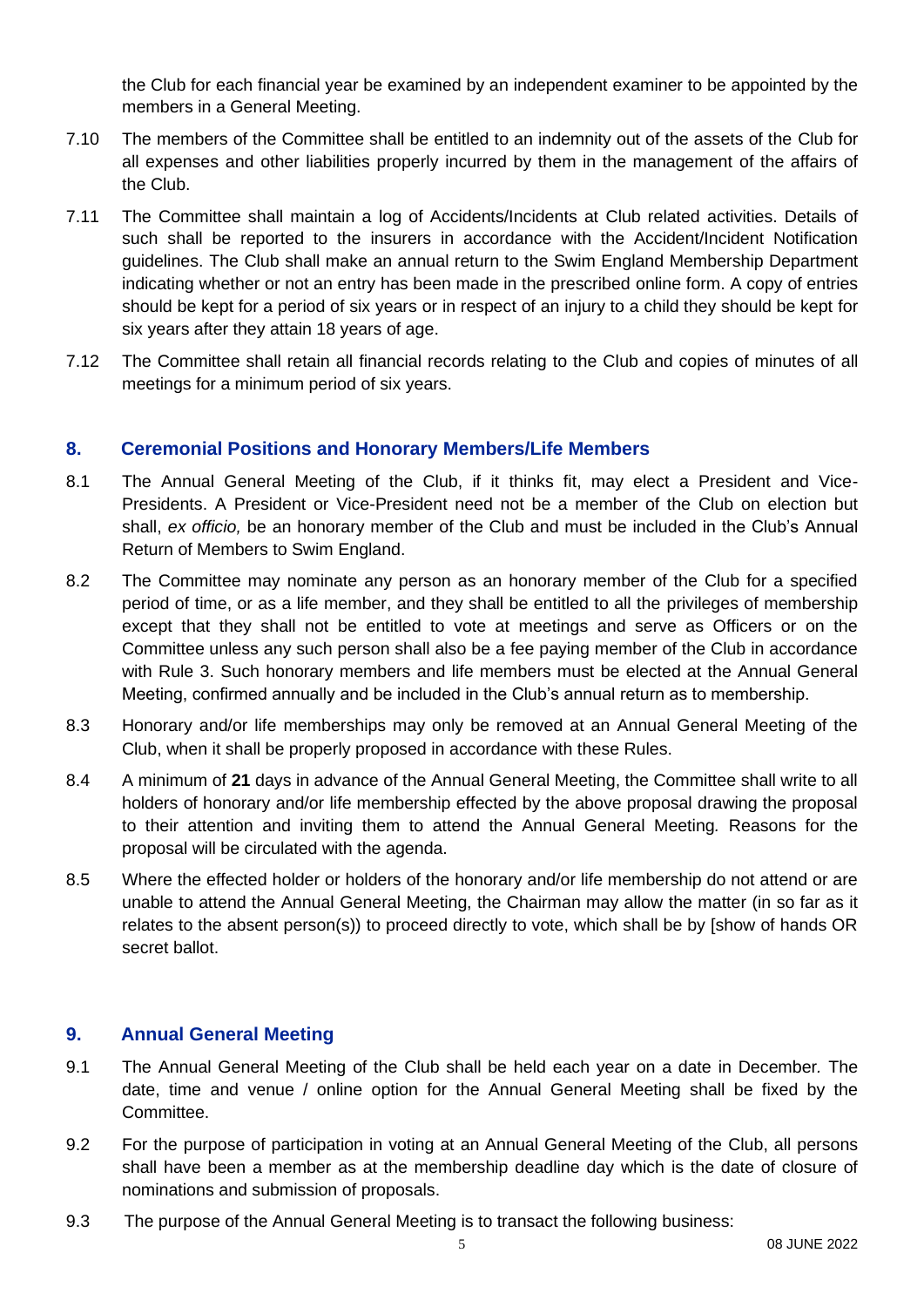the Club for each financial year be examined by an independent examiner to be appointed by the members in a General Meeting.

7.10 The members of the Committee shall be entitled to an indemnity out of the assets of the Club for all expenses and other liabilities properly incurred by them in the management of the affairs of the Club.

7.11 The Committee shall maintain a log of Accidents/Incidents at Club related activities. Details of such shall be reported to the insurers in accordance with the Accident/Incident Notification guidelines. The Club shall make an annual return to the Swim England Membership Department indicating whether or not an entry has been made in the prescribed online form. A copy of entries should be kept for a period of six years or in respect of an injury to a child they should be kept for six years after they attain 18 years of age.

7.12 The Committee shall retain all financial records relating to the Club and copies of minutes of all meetings for a minimum period of six years.

## 8. Ceremonial Positions and Honorary Members/Life Members

8.1 The Annual General Meeting of the Club, if it thinks fit, may elect a President and Vice-Presidents. A President or Vice-President need not be a member of the Club on election but shall, *ex officio,* be an honorary member of the Club and must be included in the Club's Annual Return of Members to Swim England.

8.2 The Committee may nominate any person as an honorary member of the Club for a specified period of time, or as a life member, and they shall be entitled to all the privileges of membership except that they shall not be entitled to vote at meetings and serve as Officers or on the Committee unless any such person shall also be a fee paying member of the Club in accordance with Rule 3. Such honorary members and life members must be elected at the Annual General Meeting, confirmed annually and be included in the Club's annual return as to membership.

8.3 Honorary and/or life memberships may only be removed at an Annual General Meeting of the Club, when it shall be properly proposed in accordance with these Rules.

8.4 A minimum of **21** days in advance of the Annual General Meeting, the Committee shall write to all holders of honorary and/or life membership effected by the above proposal drawing the proposal to their attention and inviting them to attend the Annual General Meeting*.* Reasons for the proposal will be circulated with the agenda.

8.5 Where the effected holder or holders of the honorary and/or life membership do not attend or are unable to attend the Annual General Meeting, the Chairman may allow the matter (in so far as it relates to the absent person(s)) to proceed directly to vote, which shall be by [show of hands OR secret ballot.

## 9. Annual General Meeting

9.1 The Annual General Meeting of the Club shall be held each year on a date in December*.* The date, time and venue / online option for the Annual General Meeting shall be fixed by the Committee.

9.2 For the purpose of participation in voting at an Annual General Meeting of the Club, all persons shall have been a member as at the membership deadline day which is the date of closure of nominations and submission of proposals.

9.3 The purpose of the Annual General Meeting is to transact the following business: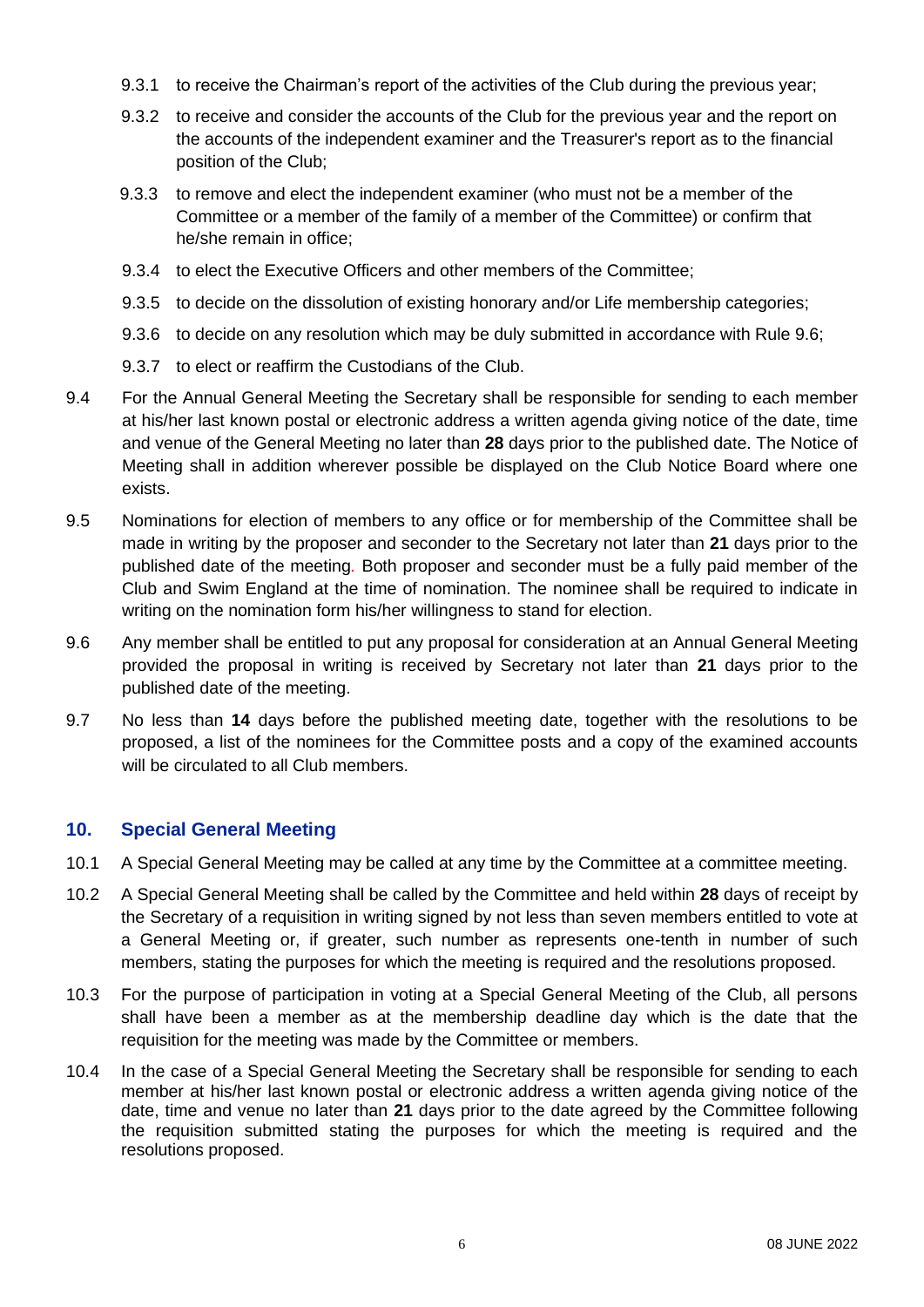9.3.1 to receive the Chairman's report of the activities of the Club during the previous year;

9.3.2 to receive and consider the accounts of the Club for the previous year and the report on the accounts of the independent examiner and the Treasurer's report as to the financial position of the Club;

9.3.3 to remove and elect the independent examiner (who must not be a member of the Committee or a member of the family of a member of the Committee) or confirm that he/she remain in office;

9.3.4 to elect the Executive Officers and other members of the Committee;

9.3.5 to decide on the dissolution of existing honorary and/or Life membership categories;

9.3.6 to decide on any resolution which may be duly submitted in accordance with Rule 9.6;

9.3.7 to elect or reaffirm the Custodians of the Club.

9.4 For the Annual General Meeting the Secretary shall be responsible for sending to each member at his/her last known postal or electronic address a written agenda giving notice of the date, time and venue of the General Meeting no later than **28** days prior to the published date. The Notice of Meeting shall in addition wherever possible be displayed on the Club Notice Board where one exists.

9.5 Nominations for election of members to any office or for membership of the Committee shall be made in writing by the proposer and seconder to the Secretary not later than **21** days prior to the published date of the meeting. Both proposer and seconder must be a fully paid member of the Club and Swim England at the time of nomination. The nominee shall be required to indicate in writing on the nomination form his/her willingness to stand for election.

9.6 Any member shall be entitled to put any proposal for consideration at an Annual General Meeting provided the proposal in writing is received by Secretary not later than **21** days prior to the published date of the meeting.

9.7 No less than **14** days before the published meeting date, together with the resolutions to be proposed, a list of the nominees for the Committee posts and a copy of the examined accounts will be circulated to all Club members.

## 10. Special General Meeting

10.1 A Special General Meeting may be called at any time by the Committee at a committee meeting.

10.2 A Special General Meeting shall be called by the Committee and held within **28** days of receipt by the Secretary of a requisition in writing signed by not less than seven members entitled to vote at a General Meeting or, if greater, such number as represents one-tenth in number of such members, stating the purposes for which the meeting is required and the resolutions proposed.

10.3 For the purpose of participation in voting at a Special General Meeting of the Club, all persons shall have been a member as at the membership deadline day which is the date that the requisition for the meeting was made by the Committee or members.

10.4 In the case of a Special General Meeting the Secretary shall be responsible for sending to each member at his/her last known postal or electronic address a written agenda giving notice of the date, time and venue no later than **21** days prior to the date agreed by the Committee following the requisition submitted stating the purposes for which the meeting is required and the resolutions proposed.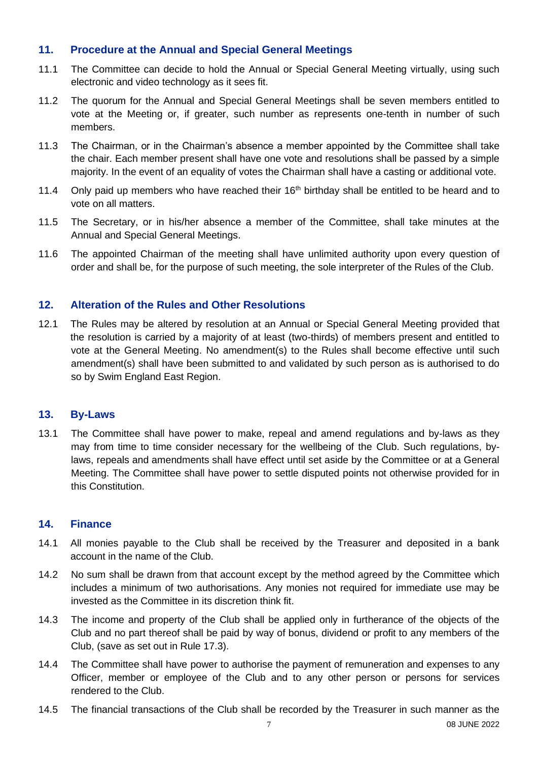## 11. Procedure at the Annual and Special General Meetings

11.1 The Committee can decide to hold the Annual or Special General Meeting virtually, using such electronic and video technology as it sees fit.

11.2 The quorum for the Annual and Special General Meetings shall be seven members entitled to vote at the Meeting or, if greater, such number as represents one-tenth in number of such members.

11.3 The Chairman, or in the Chairman's absence a member appointed by the Committee shall take the chair. Each member present shall have one vote and resolutions shall be passed by a simple majority. In the event of an equality of votes the Chairman shall have a casting or additional vote.

11.4 Only paid up members who have reached their 16th birthday shall be entitled to be heard and to vote on all matters.

11.5 The Secretary, or in his/her absence a member of the Committee, shall take minutes at the Annual and Special General Meetings.

11.6 The appointed Chairman of the meeting shall have unlimited authority upon every question of order and shall be, for the purpose of such meeting, the sole interpreter of the Rules of the Club.

## 12. Alteration of the Rules and Other Resolutions

12.1 The Rules may be altered by resolution at an Annual or Special General Meeting provided that the resolution is carried by a majority of at least (two-thirds) of members present and entitled to vote at the General Meeting. No amendment(s) to the Rules shall become effective until such amendment(s) shall have been submitted to and validated by such person as is authorised to do so by Swim England East Region.

## 13. By-Laws

13.1 The Committee shall have power to make, repeal and amend regulations and by-laws as they may from time to time consider necessary for the wellbeing of the Club. Such regulations, by-laws, repeals and amendments shall have effect until set aside by the Committee or at a General Meeting. The Committee shall have power to settle disputed points not otherwise provided for in this Constitution.

## 14. Finance

14.1 All monies payable to the Club shall be received by the Treasurer and deposited in a bank account in the name of the Club.

14.2 No sum shall be drawn from that account except by the method agreed by the Committee which includes a minimum of two authorisations. Any monies not required for immediate use may be invested as the Committee in its discretion think fit.

14.3 The income and property of the Club shall be applied only in furtherance of the objects of the Club and no part thereof shall be paid by way of bonus, dividend or profit to any members of the Club, (save as set out in Rule 17.3).

14.4 The Committee shall have power to authorise the payment of remuneration and expenses to any Officer, member or employee of the Club and to any other person or persons for services rendered to the Club.

14.5 The financial transactions of the Club shall be recorded by the Treasurer in such manner as the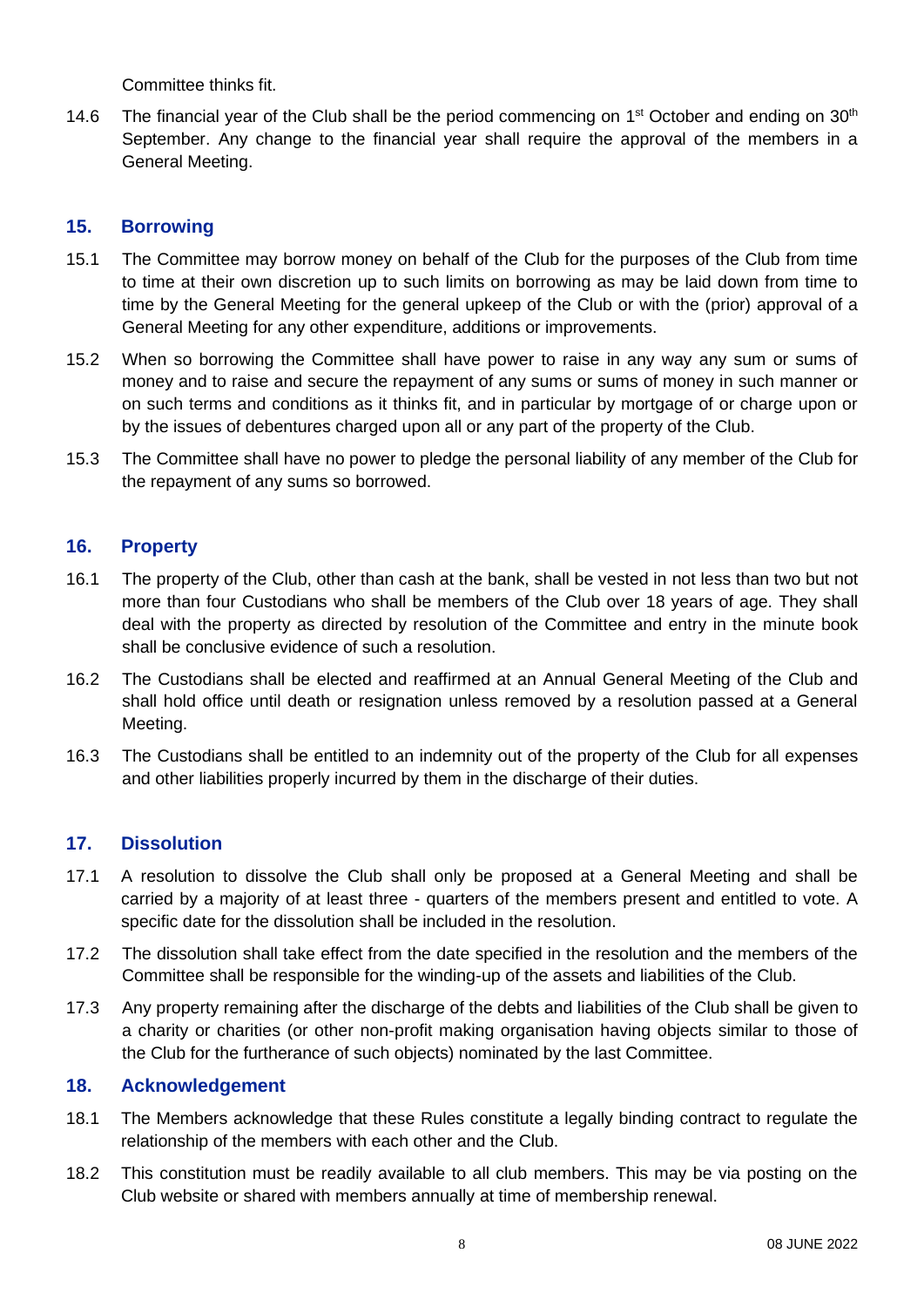Committee thinks fit.

14.6 The financial year of the Club shall be the period commencing on 1st October and ending on 30th September. Any change to the financial year shall require the approval of the members in a General Meeting.

## 15. Borrowing

15.1 The Committee may borrow money on behalf of the Club for the purposes of the Club from time to time at their own discretion up to such limits on borrowing as may be laid down from time to time by the General Meeting for the general upkeep of the Club or with the (prior) approval of a General Meeting for any other expenditure, additions or improvements.

15.2 When so borrowing the Committee shall have power to raise in any way any sum or sums of money and to raise and secure the repayment of any sums or sums of money in such manner or on such terms and conditions as it thinks fit, and in particular by mortgage of or charge upon or by the issues of debentures charged upon all or any part of the property of the Club.

15.3 The Committee shall have no power to pledge the personal liability of any member of the Club for the repayment of any sums so borrowed.

## 16. Property

16.1 The property of the Club, other than cash at the bank, shall be vested in not less than two but not more than four Custodians who shall be members of the Club over 18 years of age. They shall deal with the property as directed by resolution of the Committee and entry in the minute book shall be conclusive evidence of such a resolution.

16.2 The Custodians shall be elected and reaffirmed at an Annual General Meeting of the Club and shall hold office until death or resignation unless removed by a resolution passed at a General Meeting.

16.3 The Custodians shall be entitled to an indemnity out of the property of the Club for all expenses and other liabilities properly incurred by them in the discharge of their duties.

## 17. Dissolution

17.1 A resolution to dissolve the Club shall only be proposed at a General Meeting and shall be carried by a majority of at least three - quarters of the members present and entitled to vote. A specific date for the dissolution shall be included in the resolution.

17.2 The dissolution shall take effect from the date specified in the resolution and the members of the Committee shall be responsible for the winding-up of the assets and liabilities of the Club.

17.3 Any property remaining after the discharge of the debts and liabilities of the Club shall be given to a charity or charities (or other non-profit making organisation having objects similar to those of the Club for the furtherance of such objects) nominated by the last Committee.

## 18. Acknowledgement

18.1 The Members acknowledge that these Rules constitute a legally binding contract to regulate the relationship of the members with each other and the Club.

18.2 This constitution must be readily available to all club members. This may be via posting on the Club website or shared with members annually at time of membership renewal.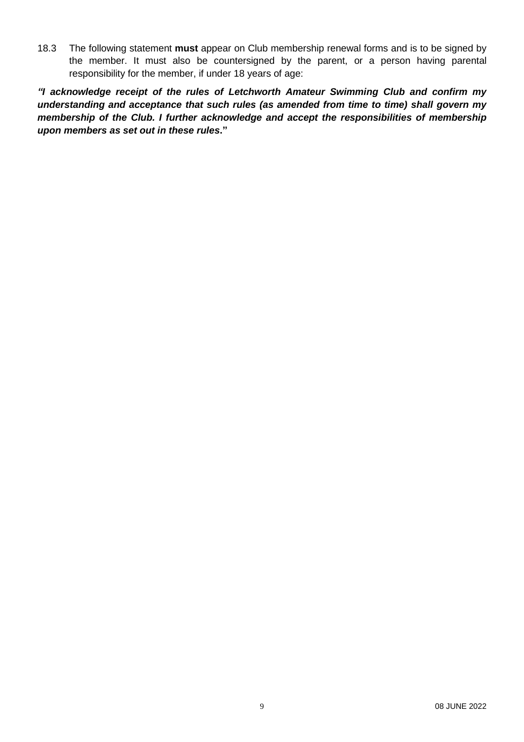18.3 The following statement **must** appear on Club membership renewal forms and is to be signed by the member. It must also be countersigned by the parent, or a person having parental responsibility for the member, if under 18 years of age:

***"I acknowledge receipt of the rules of Letchworth Amateur Swimming Club and confirm my understanding and acceptance that such rules (as amended from time to time) shall govern my membership of the Club. I further acknowledge and accept the responsibilities of membership upon members as set out in these rules*."**